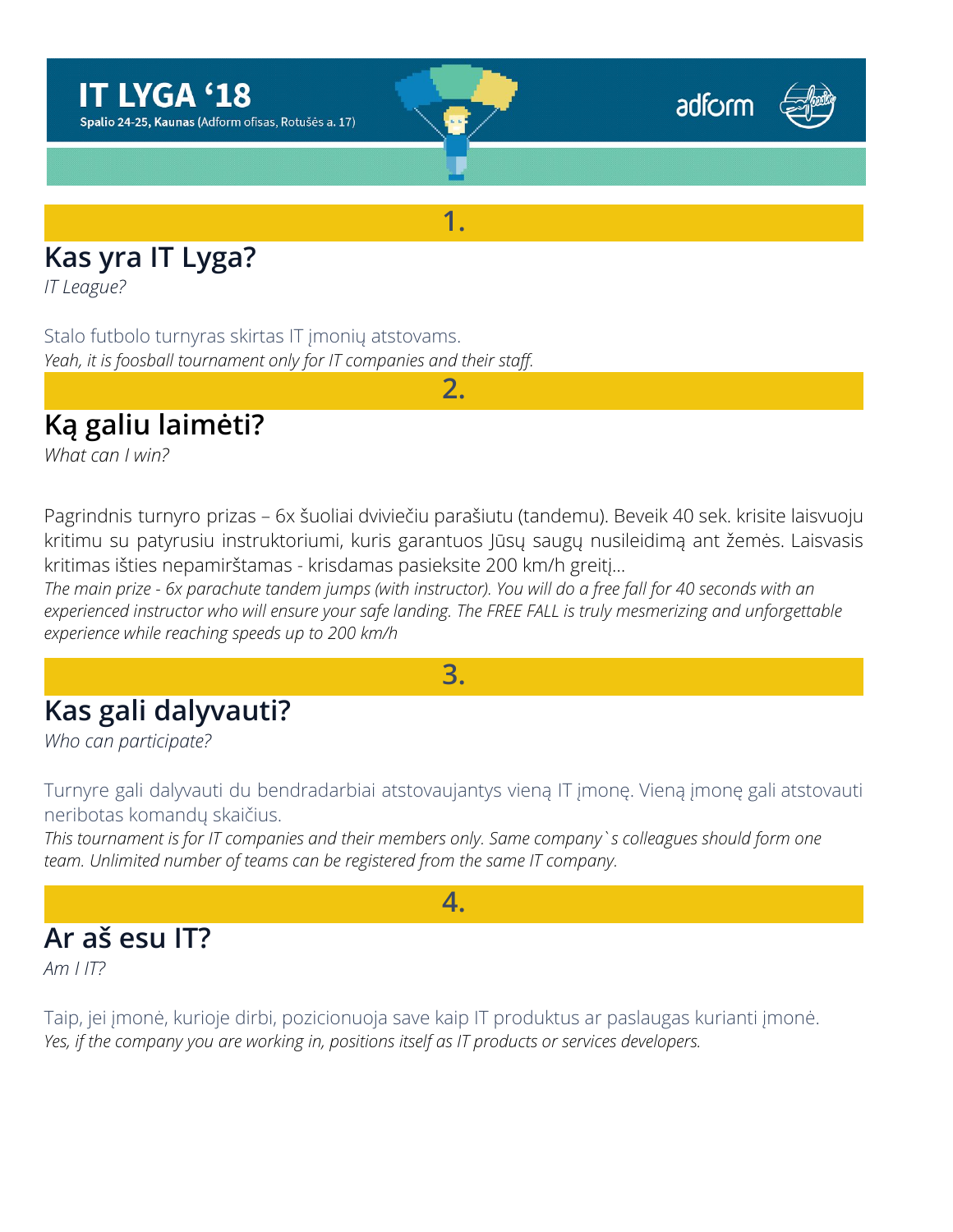# IT LYGA '18

**Spalio 24-25, Kaunas** (Adform ofisas, Rotušės a. 17)

adform

**1.**

## Kas yra IT Lyga?

*IT League?*

Stalo futbolo turnyras skirtas IT įmonių atstovams.
*Yeah, it is foosball tournament only for IT companies and their staff.*

**2.**

## Ką galiu laimėti?

*What can I win?*

Pagrindnis turnyro prizas – 6x šuoliai dviviečiu parašiutu (tandemu). Beveik 40 sek. krisite laisvuoju kritimu su patyrusiu instruktoriumi, kuris garantuos Jūsų saugų nusileidimą ant žemės. Laisvasis kritimas išties nepamirštamas - krisdamas pasieksite 200 km/h greitį...
*The main prize - 6x parachute tandem jumps (with instructor). You will do a free fall for 40 seconds with an experienced instructor who will ensure your safe landing. The FREE FALL is truly mesmerizing and unforgettable experience while reaching speeds up to 200 km/h*

**3.**

## Kas gali dalyvauti?

*Who can participate?*

Turnyre gali dalyvauti du bendradarbiai atstovaujantys vieną IT įmonę. Vieną įmonę gali atstovauti neribotas komandų skaičius.
*This tournament is for IT companies and their members only. Same company`s colleagues should form one team. Unlimited number of teams can be registered from the same IT company.*

**4.**

## Ar aš esu IT?

*Am I IT?*

Taip, jei įmonė, kurioje dirbi, pozicionuoja save kaip IT produktus ar paslaugas kurianti įmonė.
*Yes, if the company you are working in, positions itself as IT products or services developers.*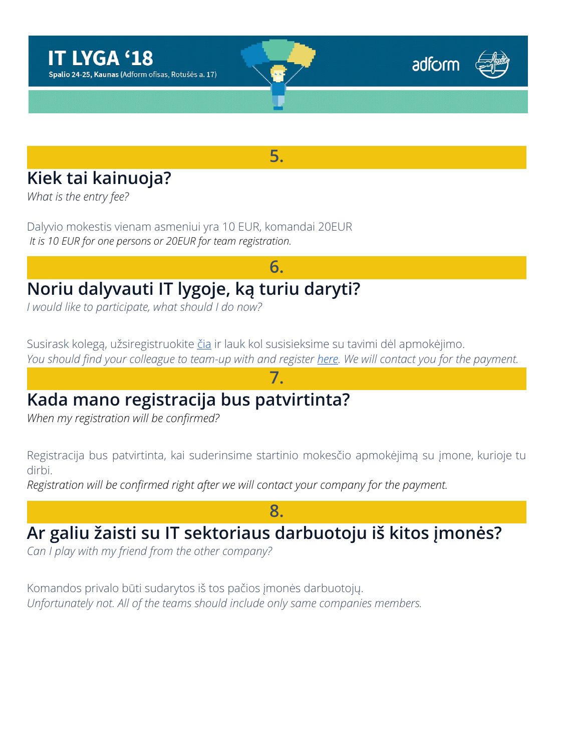**IT LYGA '18**

**Spalio 24-25, Kaunas** (Adform ofisas, Rotušės a. 17)

## 5.

## Kiek tai kainuoja?

*What is the entry fee?*

Dalyvio mokestis vienam asmeniui yra 10 EUR, komandai 20EUR

*It is 10 EUR for one persons or 20EUR for team registration.*

## 6.

## Noriu dalyvauti IT lygoje, ką turiu daryti?

*I would like to participate, what should I do now?*

Susirask kolegą, užsiregistruokite čia ir lauk kol susisieksime su tavimi dėl apmokėjimo.

*You should find your colleague to team-up with and register here. We will contact you for the payment.*

## 7.

## Kada mano registracija bus patvirtinta?

*When my registration will be confirmed?*

Registracija bus patvirtinta, kai suderinsime startinio mokesčio apmokėjimą su įmone, kurioje tu dirbi.

*Registration will be confirmed right after we will contact your company for the payment.*

## 8.

## Ar galiu žaisti su IT sektoriaus darbuotoju iš kitos įmonės?

*Can I play with my friend from the other company?*

Komandos privalo būti sudarytos iš tos pačios įmonės darbuotojų.

*Unfortunately not. All of the teams should include only same companies members.*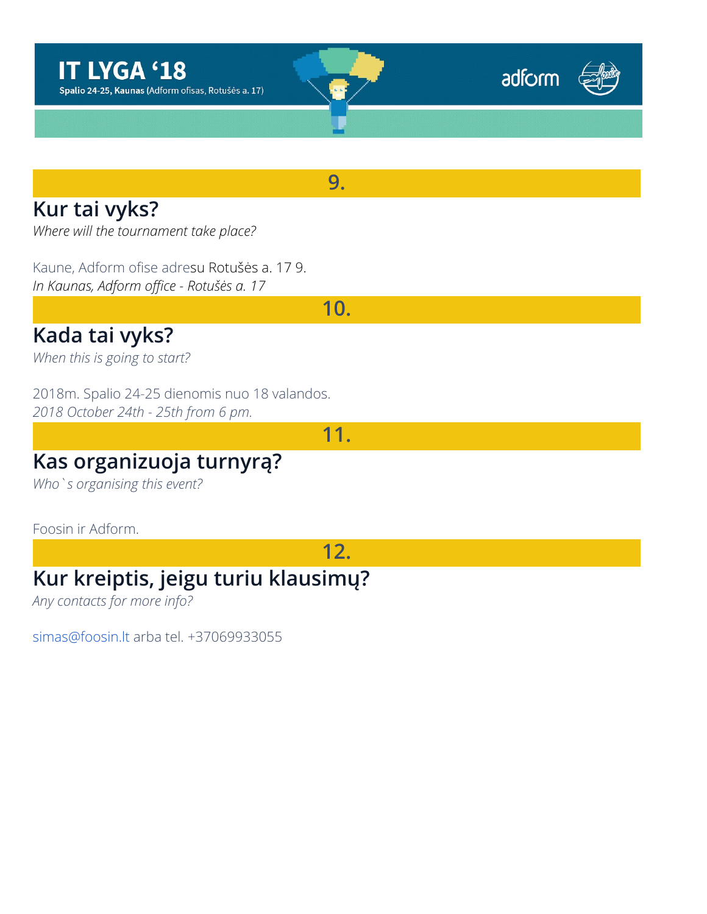**IT LYGA '18**

**Spalio 24-25, Kaunas** (Adform ofisas, Rotušės a. 17)

adform

## 9.

### Kur tai vyks?

*Where will the tournament take place?*

Kaune, Adform ofise adresu Rotušės a. 17 9.

*In Kaunas, Adform office - Rotušės a. 17*

## 10.

### Kada tai vyks?

*When this is going to start?*

2018m. Spalio 24-25 dienomis nuo 18 valandos.

*2018 October 24th - 25th from 6 pm.*

## 11.

### Kas organizuoja turnyrą?

*Who`s organising this event?*

Foosin ir Adform.

## 12.

### Kur kreiptis, jeigu turiu klausimų?

*Any contacts for more info?*

simas@foosin.lt arba tel. +37069933055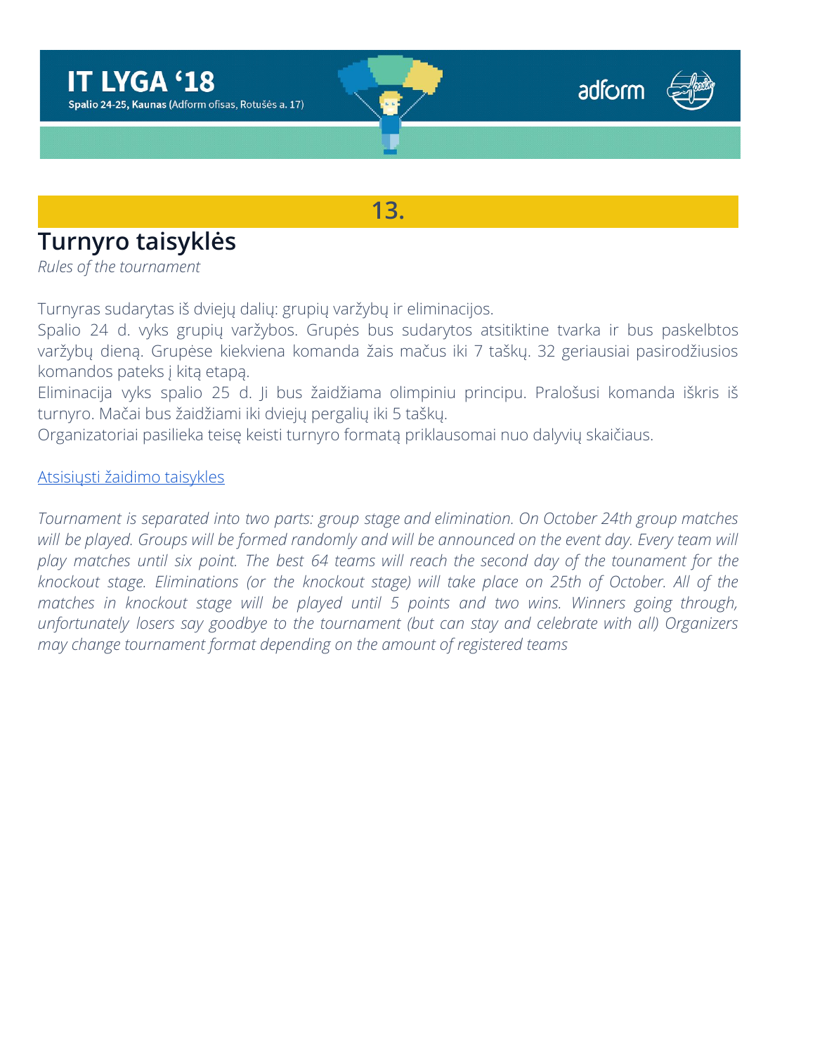13.

## Turnyro taisyklės

*Rules of the tournament*

Turnyras sudarytas iš dviejų dalių: grupių varžybų ir eliminacijos.
Spalio 24 d. vyks grupių varžybos. Grupės bus sudarytos atsitiktine tvarka ir bus paskelbtos varžybų dieną. Grupėse kiekviena komanda žais mačus iki 7 taškų. 32 geriausiai pasirodžiusios komandos pateks į kitą etapą.
Eliminacija vyks spalio 25 d. Ji bus žaidžiama olimpiniu principu. Pralošusi komanda iškris iš turnyro. Mačai bus žaidžiami iki dviejų pergalių iki 5 taškų.
Organizatoriai pasilieka teisę keisti turnyro formatą priklausomai nuo dalyvių skaičiaus.

Atsisiųsti žaidimo taisykles

*Tournament is separated into two parts: group stage and elimination. On October 24th group matches will be played. Groups will be formed randomly and will be announced on the event day. Every team will play matches until six point. The best 64 teams will reach the second day of the tounament for the knockout stage. Eliminations (or the knockout stage) will take place on 25th of October. All of the matches in knockout stage will be played until 5 points and two wins. Winners going through, unfortunately losers say goodbye to the tournament (but can stay and celebrate with all) Organizers may change tournament format depending on the amount of registered teams*